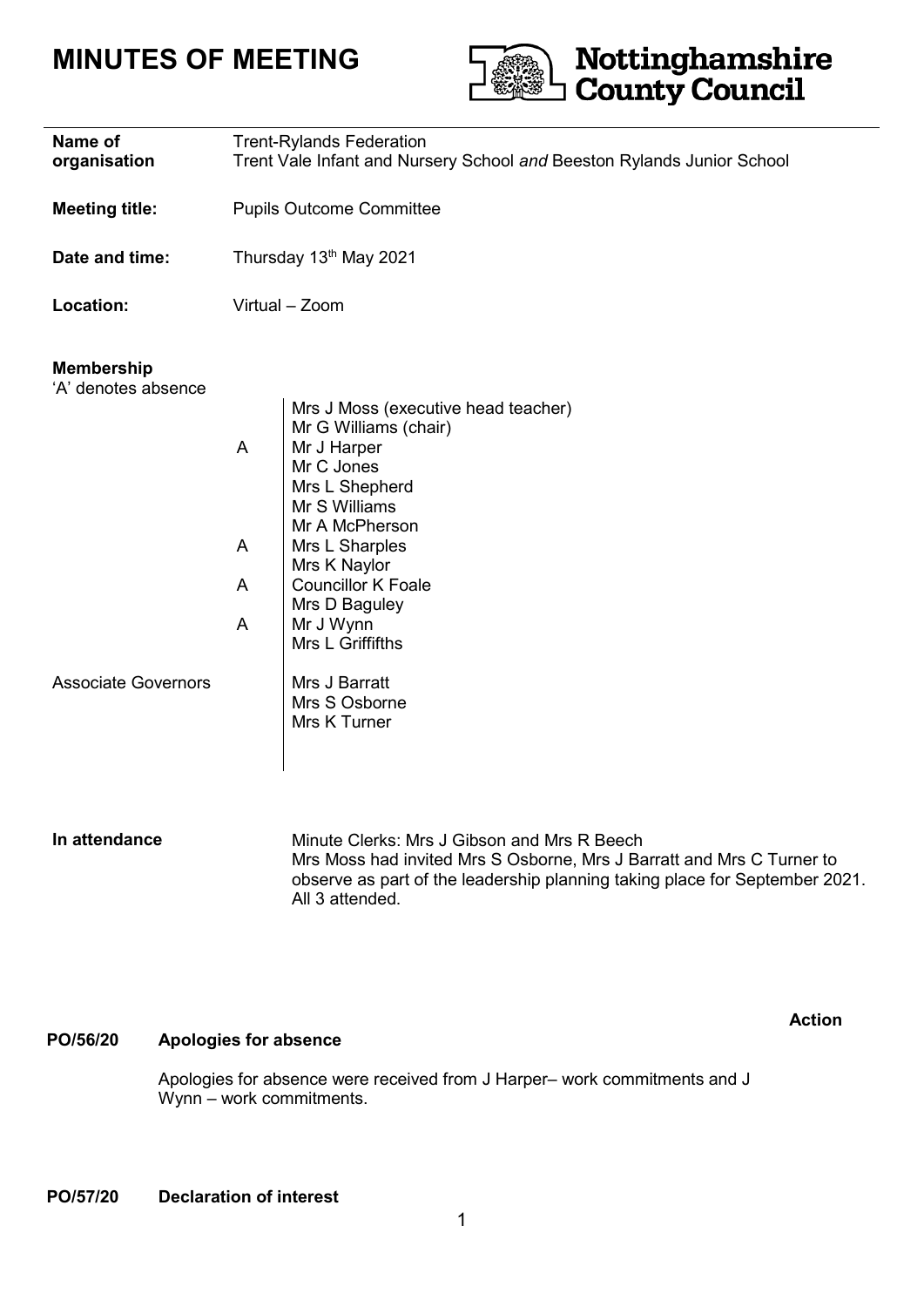# MINUTES OF MEETING

Nottinghamshire County Council

| | |
|---|---|
| **Name of organisation** | Trent-Rylands Federation<br>Trent Vale Infant and Nursery School *and* Beeston Rylands Junior School |
| **Meeting title:** | Pupils Outcome Committee |
| **Date and time:** | Thursday 13th May 2021 |
| **Location:** | Virtual – Zoom |

**Membership**
'A' denotes absence

| | | |
|---|---|---|
| | | Mrs J Moss (executive head teacher) |
| | | Mr G Williams (chair) |
| | A | Mr J Harper |
| | | Mr C Jones |
| | | Mrs L Shepherd |
| | | Mr S Williams |
| | | Mr A McPherson |
| | A | Mrs L Sharples |
| | | Mrs K Naylor |
| | A | Councillor K Foale |
| | | Mrs D Baguley |
| | A | Mr J Wynn |
| | | Mrs L Griffiths |
| Associate Governors | | Mrs J Barratt |
| | | Mrs S Osborne |
| | | Mrs K Turner |

**In attendance**

Minute Clerks: Mrs J Gibson and Mrs R Beech
Mrs Moss had invited Mrs S Osborne, Mrs J Barratt and Mrs C Turner to observe as part of the leadership planning taking place for September 2021. All 3 attended.

**Action**

**PO/56/20 Apologies for absence**

Apologies for absence were received from J Harper– work commitments and J Wynn – work commitments.

**PO/57/20 Declaration of interest**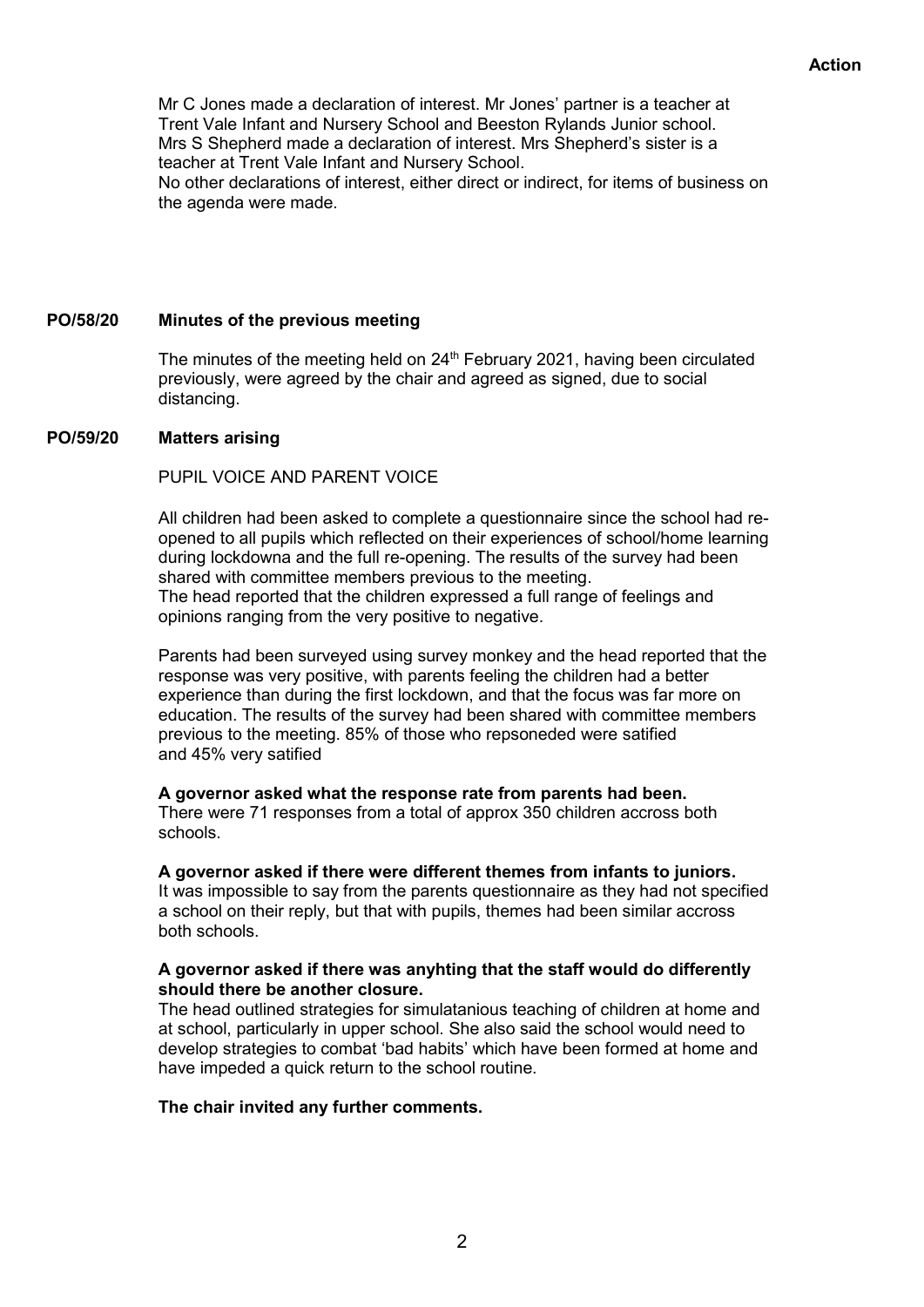**Action**

Mr C Jones made a declaration of interest. Mr Jones' partner is a teacher at Trent Vale Infant and Nursery School and Beeston Rylands Junior school.
Mrs S Shepherd made a declaration of interest. Mrs Shepherd's sister is a teacher at Trent Vale Infant and Nursery School.
No other declarations of interest, either direct or indirect, for items of business on the agenda were made.

**PO/58/20 Minutes of the previous meeting**

The minutes of the meeting held on 24th February 2021, having been circulated previously, were agreed by the chair and agreed as signed, due to social distancing.

**PO/59/20 Matters arising**

PUPIL VOICE AND PARENT VOICE

All children had been asked to complete a questionnaire since the school had re-opened to all pupils which reflected on their experiences of school/home learning during lockdowna and the full re-opening. The results of the survey had been shared with committee members previous to the meeting.
The head reported that the children expressed a full range of feelings and opinions ranging from the very positive to negative.

Parents had been surveyed using survey monkey and the head reported that the response was very positive, with parents feeling the children had a better experience than during the first lockdown, and that the focus was far more on education. The results of the survey had been shared with committee members previous to the meeting. 85% of those who repsoneded were satified and 45% very satified

**A governor asked what the response rate from parents had been.**
There were 71 responses from a total of approx 350 children accross both schools.

**A governor asked if there were different themes from infants to juniors.**
It was impossible to say from the parents questionnaire as they had not specified a school on their reply, but that with pupils, themes had been similar accross both schools.

**A governor asked if there was anyhting that the staff would do differently should there be another closure.**
The head outlined strategies for simulatanious teaching of children at home and at school, particularly in upper school. She also said the school would need to develop strategies to combat 'bad habits' which have been formed at home and have impeded a quick return to the school routine.

**The chair invited any further comments.**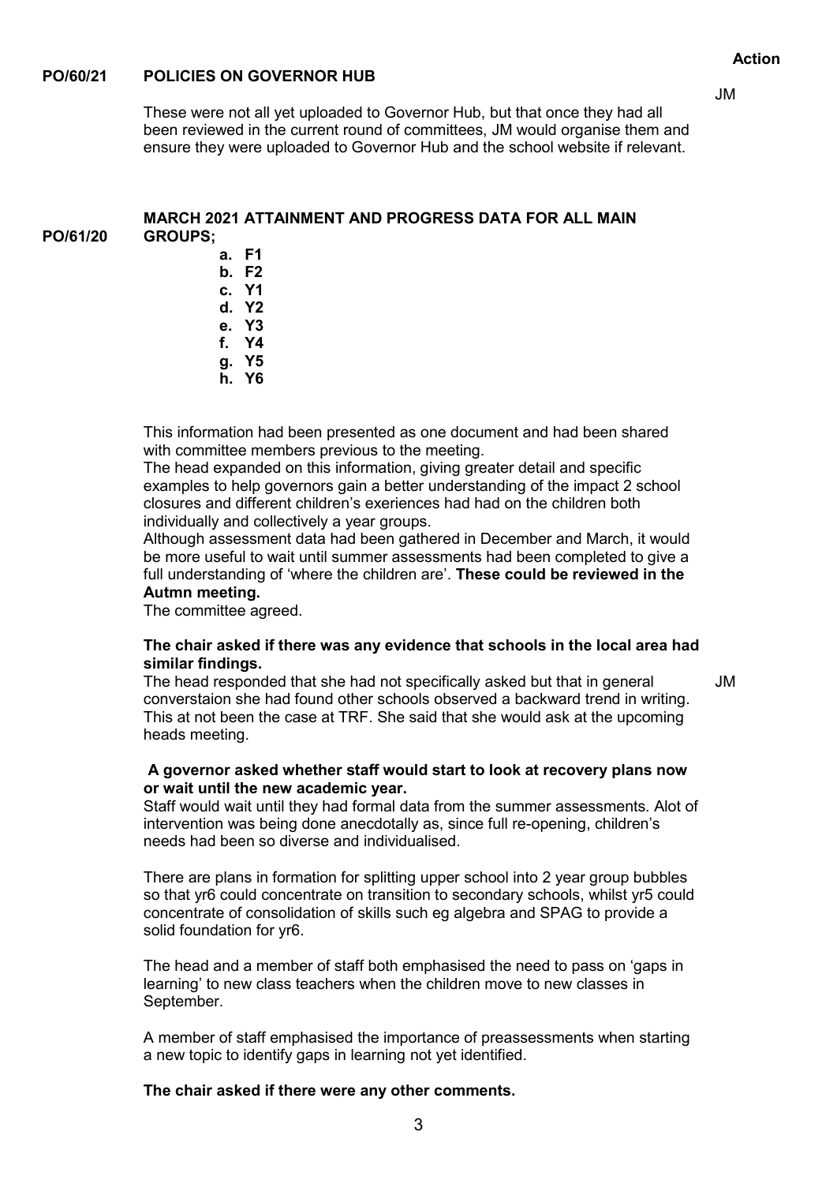**Action**

**PO/60/21 POLICIES ON GOVERNOR HUB**

JM

These were not all yet uploaded to Governor Hub, but that once they had all been reviewed in the current round of committees, JM would organise them and ensure they were uploaded to Governor Hub and the school website if relevant.

**PO/61/20 MARCH 2021 ATTAINMENT AND PROGRESS DATA FOR ALL MAIN GROUPS;**

- **a. F1**
- **b. F2**
- **c. Y1**
- **d. Y2**
- **e. Y3**
- **f. Y4**
- **g. Y5**
- **h. Y6**

This information had been presented as one document and had been shared with committee members previous to the meeting.
The head expanded on this information, giving greater detail and specific examples to help governors gain a better understanding of the impact 2 school closures and different children's exeriences had had on the children both individually and collectively a year groups.
Although assessment data had been gathered in December and March, it would be more useful to wait until summer assessments had been completed to give a full understanding of 'where the children are'. **These could be reviewed in the Autmn meeting.**
The committee agreed.

**The chair asked if there was any evidence that schools in the local area had similar findings.**
The head responded that she had not specifically asked but that in general converstaion she had found other schools observed a backward trend in writing. This at not been the case at TRF. She said that she would ask at the upcoming heads meeting.

JM

**A governor asked whether staff would start to look at recovery plans now or wait until the new academic year.**
Staff would wait until they had formal data from the summer assessments. Alot of intervention was being done anecdotally as, since full re-opening, children's needs had been so diverse and individualised.

There are plans in formation for splitting upper school into 2 year group bubbles so that yr6 could concentrate on transition to secondary schools, whilst yr5 could concentrate of consolidation of skills such eg algebra and SPAG to provide a solid foundation for yr6.

The head and a member of staff both emphasised the need to pass on 'gaps in learning' to new class teachers when the children move to new classes in September.

A member of staff emphasised the importance of preassessments when starting a new topic to identify gaps in learning not yet identified.

**The chair asked if there were any other comments.**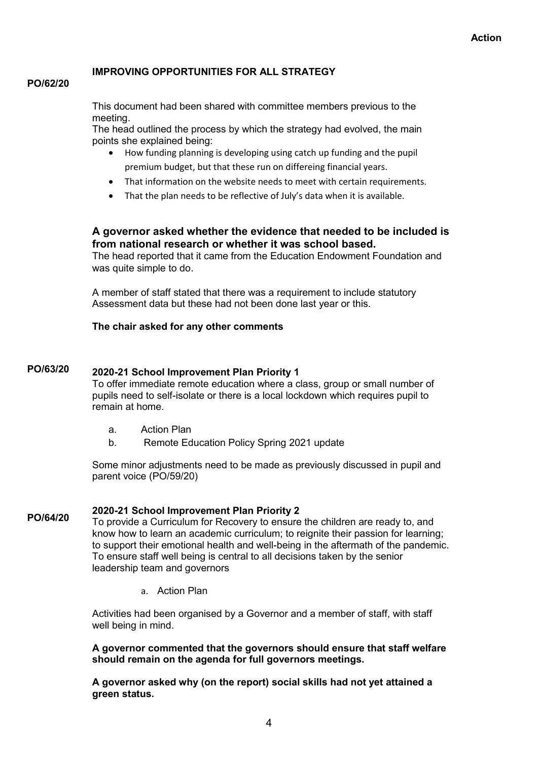**Action**

**PO/62/20**

**IMPROVING OPPORTUNITIES FOR ALL STRATEGY**

This document had been shared with committee members previous to the meeting.
The head outlined the process by which the strategy had evolved, the main points she explained being:

- How funding planning is developing using catch up funding and the pupil premium budget, but that these run on differeing financial years.
- That information on the website needs to meet with certain requirements.
- That the plan needs to be reflective of July's data when it is available.

**A governor asked whether the evidence that needed to be included is from national research or whether it was school based.**
The head reported that it came from the Education Endowment Foundation and was quite simple to do.

A member of staff stated that there was a requirement to include statutory Assessment data but these had not been done last year or this.

**The chair asked for any other comments**

**PO/63/20**

**2020-21 School Improvement Plan Priority 1**
To offer immediate remote education where a class, group or small number of pupils need to self-isolate or there is a local lockdown which requires pupil to remain at home.

a. Action Plan
b. Remote Education Policy Spring 2021 update

Some minor adjustments need to be made as previously discussed in pupil and parent voice (PO/59/20)

**PO/64/20**

**2020-21 School Improvement Plan Priority 2**
To provide a Curriculum for Recovery to ensure the children are ready to, and know how to learn an academic curriculum; to reignite their passion for learning; to support their emotional health and well-being in the aftermath of the pandemic. To ensure staff well being is central to all decisions taken by the senior leadership team and governors

a. Action Plan

Activities had been organised by a Governor and a member of staff, with staff well being in mind.

**A governor commented that the governors should ensure that staff welfare should remain on the agenda for full governors meetings.**

**A governor asked why (on the report) social skills had not yet attained a green status.**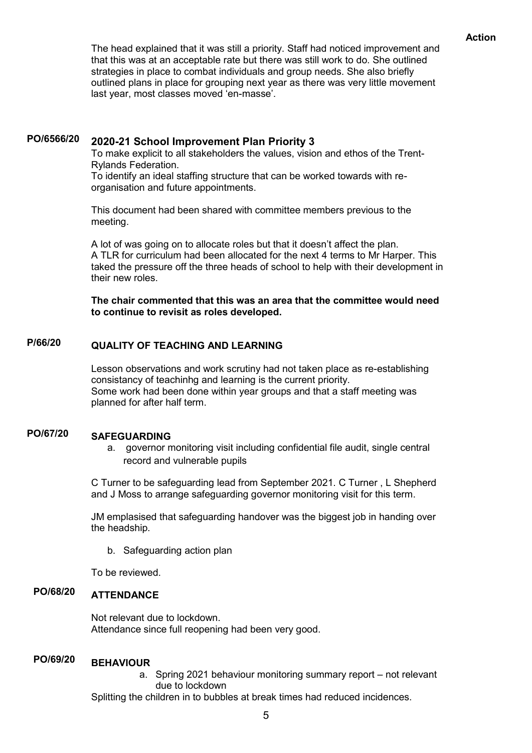**Action**

The head explained that it was still a priority. Staff had noticed improvement and that this was at an acceptable rate but there was still work to do. She outlined strategies in place to combat individuals and group needs. She also briefly outlined plans in place for grouping next year as there was very little movement last year, most classes moved 'en-masse'.

## PO/6566/20 2020-21 School Improvement Plan Priority 3

To make explicit to all stakeholders the values, vision and ethos of the Trent-Rylands Federation.
To identify an ideal staffing structure that can be worked towards with re-organisation and future appointments.

This document had been shared with committee members previous to the meeting.

A lot of was going on to allocate roles but that it doesn't affect the plan.
A TLR for curriculum had been allocated for the next 4 terms to Mr Harper. This taked the pressure off the three heads of school to help with their development in their new roles.

**The chair commented that this was an area that the committee would need to continue to revisit as roles developed.**

## P/66/20 QUALITY OF TEACHING AND LEARNING

Lesson observations and work scrutiny had not taken place as re-establishing consistancy of teachinhg and learning is the current priority.
Some work had been done within year groups and that a staff meeting was planned for after half term.

## PO/67/20 SAFEGUARDING

a. governor monitoring visit including confidential file audit, single central record and vulnerable pupils

C Turner to be safeguarding lead from September 2021. C Turner , L Shepherd and J Moss to arrange safeguarding governor monitoring visit for this term.

JM emplasised that safeguarding handover was the biggest job in handing over the headship.

b. Safeguarding action plan

To be reviewed.

## PO/68/20 ATTENDANCE

Not relevant due to lockdown.
Attendance since full reopening had been very good.

## PO/69/20 BEHAVIOUR

a. Spring 2021 behaviour monitoring summary report – not relevant due to lockdown

Splitting the children in to bubbles at break times had reduced incidences.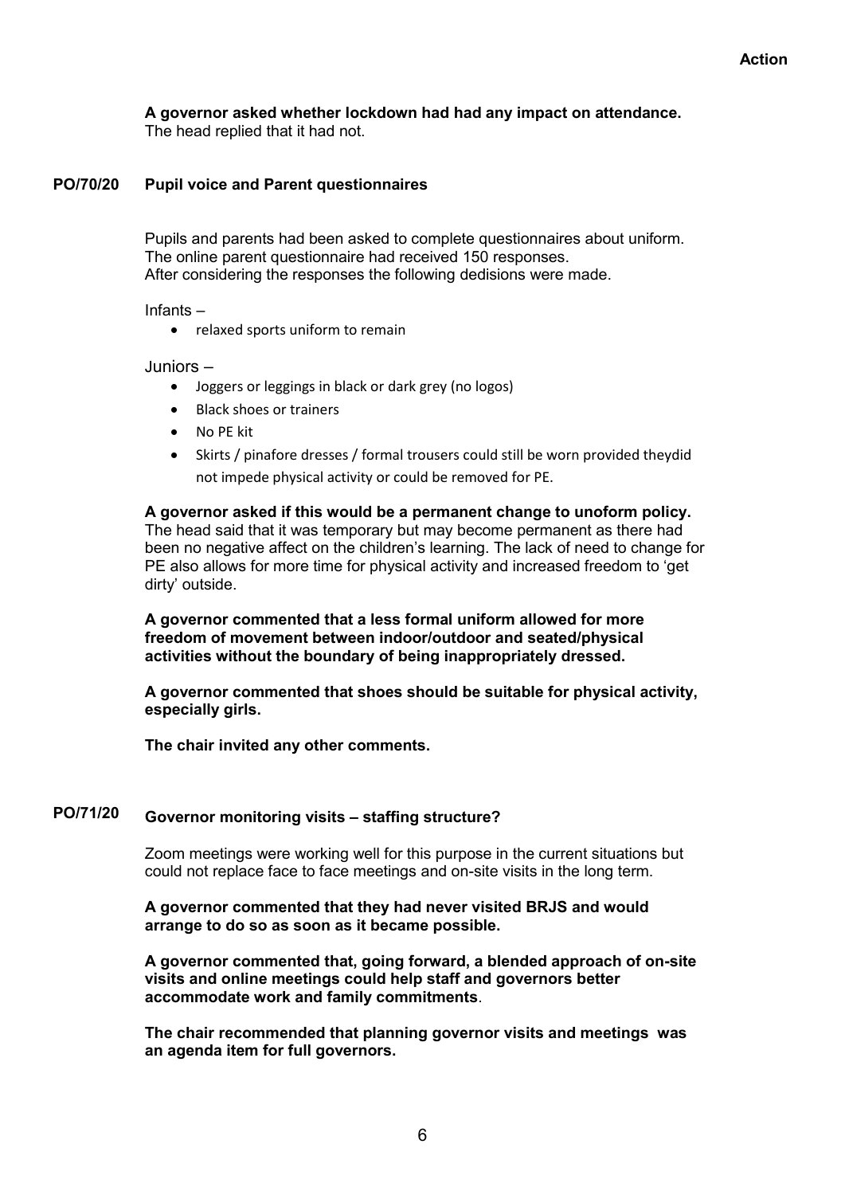**Action**

**A governor asked whether lockdown had had any impact on attendance.**
The head replied that it had not.

## PO/70/20 Pupil voice and Parent questionnaires

Pupils and parents had been asked to complete questionnaires about uniform.
The online parent questionnaire had received 150 responses.
After considering the responses the following dedisions were made.

Infants –

- relaxed sports uniform to remain

Juniors –

- Joggers or leggings in black or dark grey (no logos)
- Black shoes or trainers
- No PE kit
- Skirts / pinafore dresses / formal trousers could still be worn provided theydid not impede physical activity or could be removed for PE.

**A governor asked if this would be a permanent change to unoform policy.**
The head said that it was temporary but may become permanent as there had been no negative affect on the children's learning. The lack of need to change for PE also allows for more time for physical activity and increased freedom to 'get dirty' outside.

**A governor commented that a less formal uniform allowed for more freedom of movement between indoor/outdoor and seated/physical activities without the boundary of being inappropriately dressed.**

**A governor commented that shoes should be suitable for physical activity, especially girls.**

**The chair invited any other comments.**

## PO/71/20 Governor monitoring visits – staffing structure?

Zoom meetings were working well for this purpose in the current situations but could not replace face to face meetings and on-site visits in the long term.

**A governor commented that they had never visited BRJS and would arrange to do so as soon as it became possible.**

**A governor commented that, going forward, a blended approach of on-site visits and online meetings could help staff and governors better accommodate work and family commitments**.

**The chair recommended that planning governor visits and meetings was an agenda item for full governors.**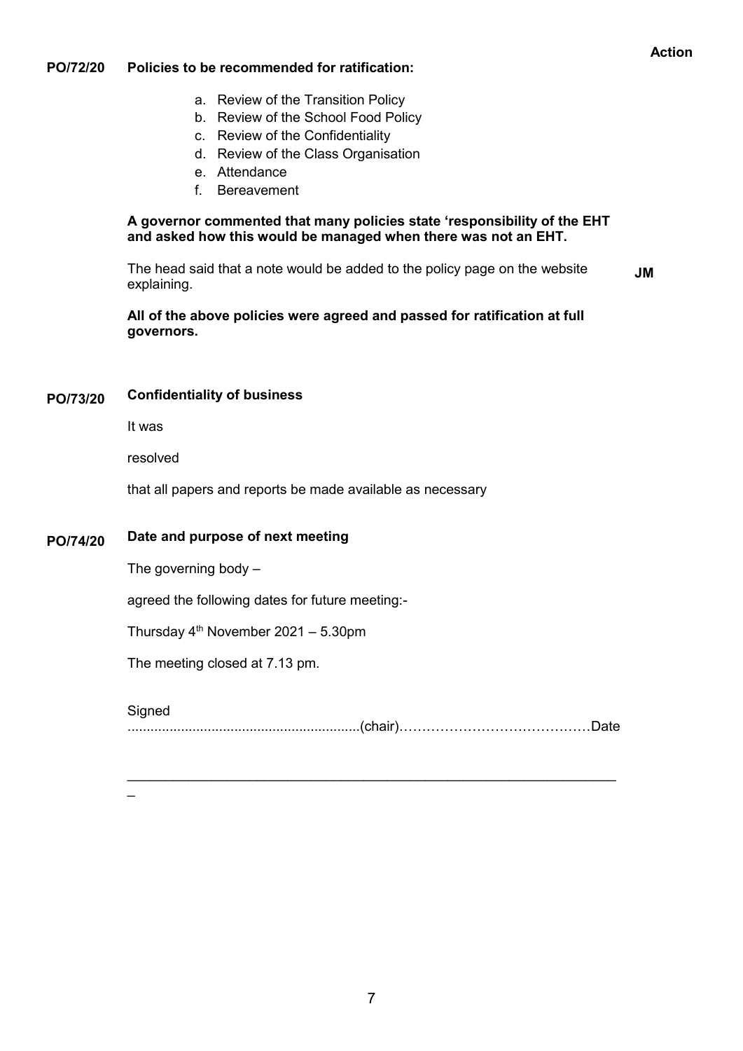**Action**

**PO/72/20 Policies to be recommended for ratification:**

a. Review of the Transition Policy
b. Review of the School Food Policy
c. Review of the Confidentiality
d. Review of the Class Organisation
e. Attendance
f. Bereavement

**A governor commented that many policies state 'responsibility of the EHT and asked how this would be managed when there was not an EHT.**

The head said that a note would be added to the policy page on the website explaining. **JM**

**All of the above policies were agreed and passed for ratification at full governors.**

**PO/73/20 Confidentiality of business**

It was

resolved

that all papers and reports be made available as necessary

**PO/74/20 Date and purpose of next meeting**

The governing body –

agreed the following dates for future meeting:-

Thursday 4th November 2021 – 5.30pm

The meeting closed at 7.13 pm.

Signed
............................................................(chair)……………………………………Date

_________________________________________________________________
_